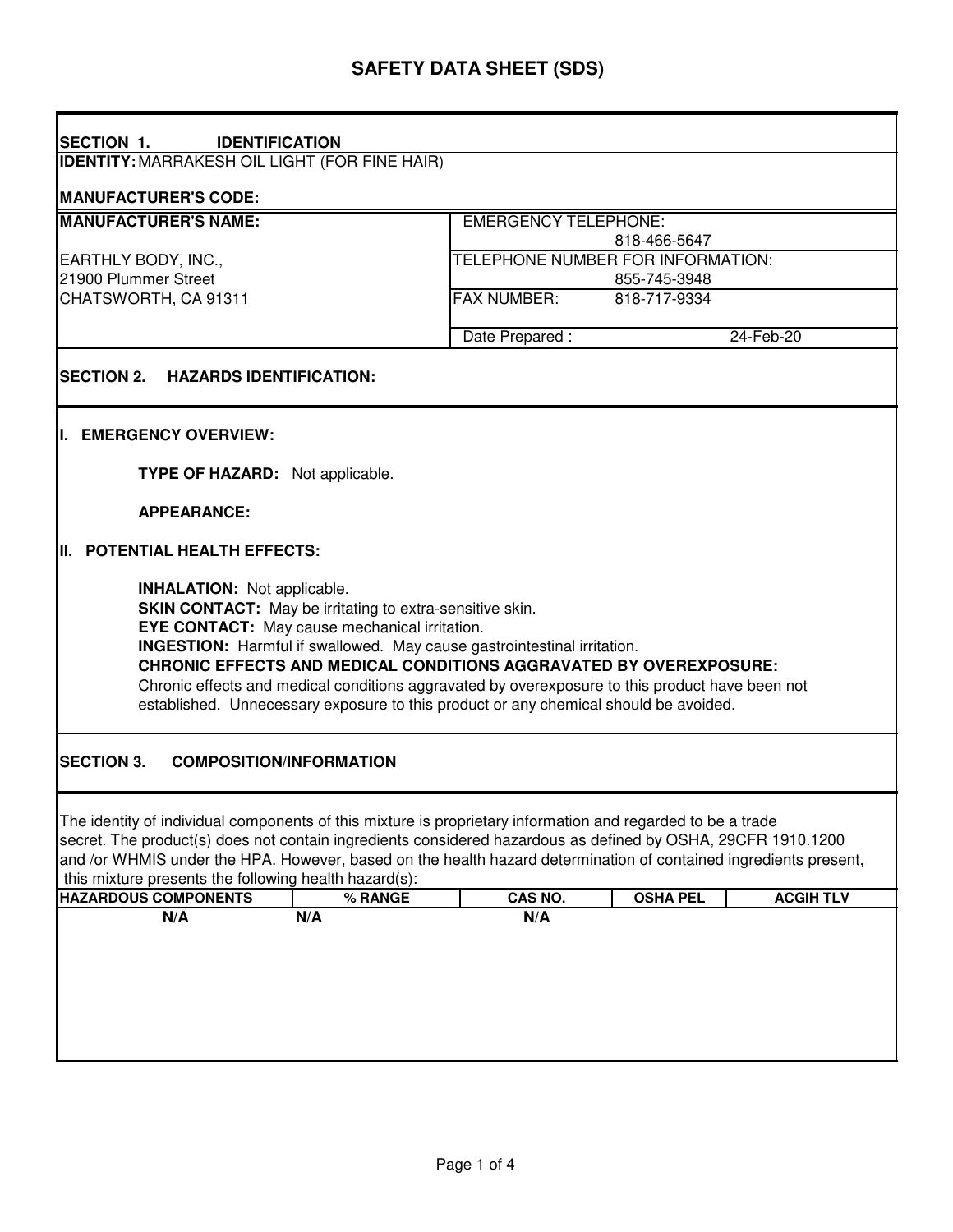# SAFETY DATA SHEET (SDS)

## SECTION 1. IDENTIFICATION

**IDENTITY:** MARRAKESH OIL LIGHT (FOR FINE HAIR)

**MANUFACTURER'S CODE:**

| **MANUFACTURER'S NAME:** | EMERGENCY TELEPHONE: 818-466-5647 |
|---|---|
| EARTHLY BODY, INC., 21900 Plummer Street | TELEPHONE NUMBER FOR INFORMATION: 855-745-3948 |
| CHATSWORTH, CA 91311 | FAX NUMBER: 818-717-9334 |
| | Date Prepared : 24-Feb-20 |

## SECTION 2. HAZARDS IDENTIFICATION:

### I. EMERGENCY OVERVIEW:

**TYPE OF HAZARD:** Not applicable.

**APPEARANCE:**

### II. POTENTIAL HEALTH EFFECTS:

**INHALATION:** Not applicable.
**SKIN CONTACT:** May be irritating to extra-sensitive skin.
**EYE CONTACT:** May cause mechanical irritation.
**INGESTION:** Harmful if swallowed. May cause gastrointestinal irritation.
**CHRONIC EFFECTS AND MEDICAL CONDITIONS AGGRAVATED BY OVEREXPOSURE:**
Chronic effects and medical conditions aggravated by overexposure to this product have been not established. Unnecessary exposure to this product or any chemical should be avoided.

## SECTION 3. COMPOSITION/INFORMATION

The identity of individual components of this mixture is proprietary information and regarded to be a trade secret. The product(s) does not contain ingredients considered hazardous as defined by OSHA, 29CFR 1910.1200 and /or WHMIS under the HPA. However, based on the health hazard determination of contained ingredients present, this mixture presents the following health hazard(s):

| HAZARDOUS COMPONENTS | % RANGE | CAS NO. | OSHA PEL | ACGIH TLV |
|---|---|---|---|---|
| N/A | N/A | N/A | | |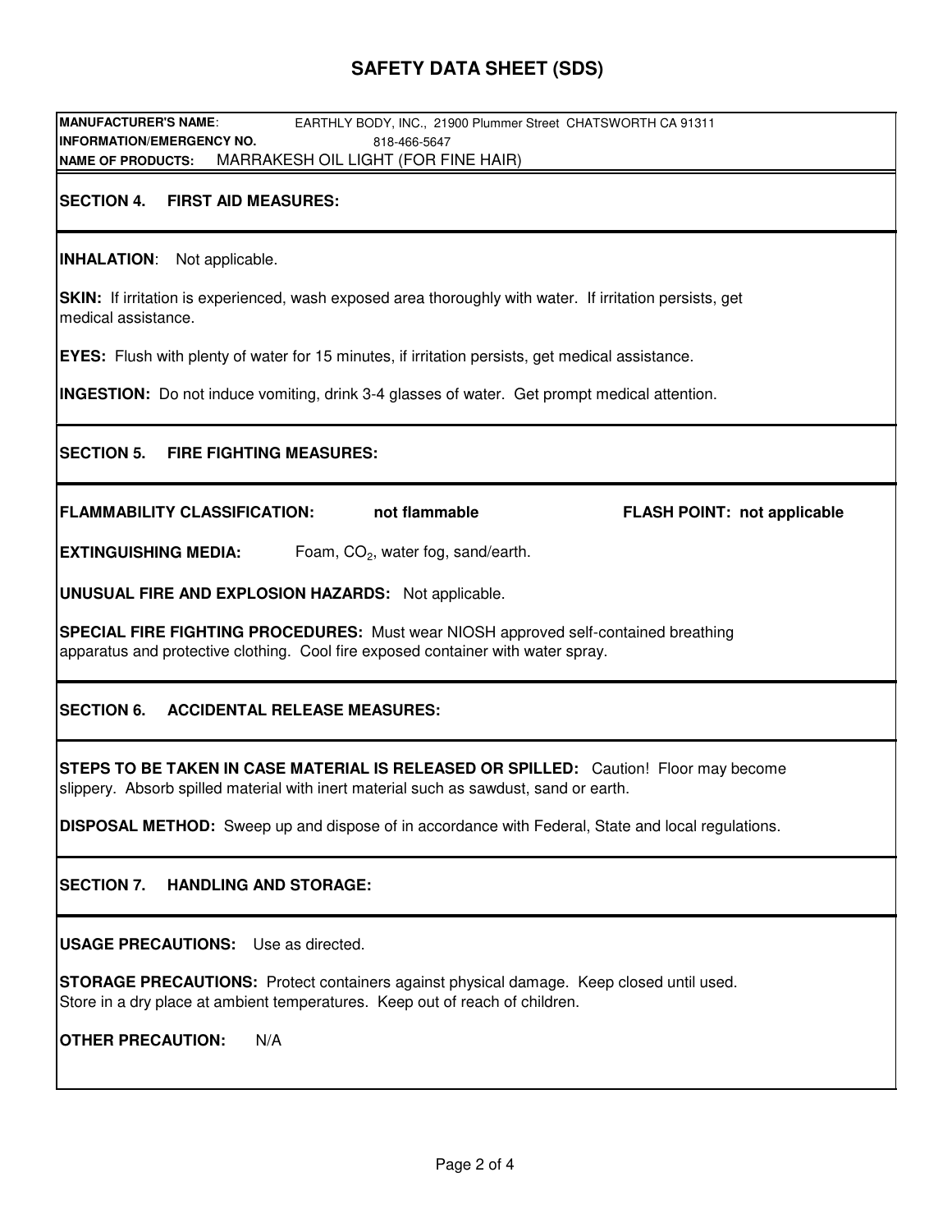# SAFETY DATA SHEET (SDS)

**MANUFACTURER'S NAME**: EARTHLY BODY, INC., 21900 Plummer Street CHATSWORTH CA 91311
**INFORMATION/EMERGENCY NO.** 818-466-5647
**NAME OF PRODUCTS:** MARRAKESH OIL LIGHT (FOR FINE HAIR)

## SECTION 4. FIRST AID MEASURES:

**INHALATION**: Not applicable.

**SKIN:** If irritation is experienced, wash exposed area thoroughly with water. If irritation persists, get medical assistance.

**EYES:** Flush with plenty of water for 15 minutes, if irritation persists, get medical assistance.

**INGESTION:** Do not induce vomiting, drink 3-4 glasses of water. Get prompt medical attention.

## SECTION 5. FIRE FIGHTING MEASURES:

**FLAMMABILITY CLASSIFICATION: not flammable** **FLASH POINT: not applicable**

**EXTINGUISHING MEDIA:** Foam, $CO_2$, water fog, sand/earth.

**UNUSUAL FIRE AND EXPLOSION HAZARDS:** Not applicable.

**SPECIAL FIRE FIGHTING PROCEDURES:** Must wear NIOSH approved self-contained breathing apparatus and protective clothing. Cool fire exposed container with water spray.

## SECTION 6. ACCIDENTAL RELEASE MEASURES:

**STEPS TO BE TAKEN IN CASE MATERIAL IS RELEASED OR SPILLED:** Caution! Floor may become slippery. Absorb spilled material with inert material such as sawdust, sand or earth.

**DISPOSAL METHOD:** Sweep up and dispose of in accordance with Federal, State and local regulations.

## SECTION 7. HANDLING AND STORAGE:

**USAGE PRECAUTIONS:** Use as directed.

**STORAGE PRECAUTIONS:** Protect containers against physical damage. Keep closed until used. Store in a dry place at ambient temperatures. Keep out of reach of children.

**OTHER PRECAUTION:** N/A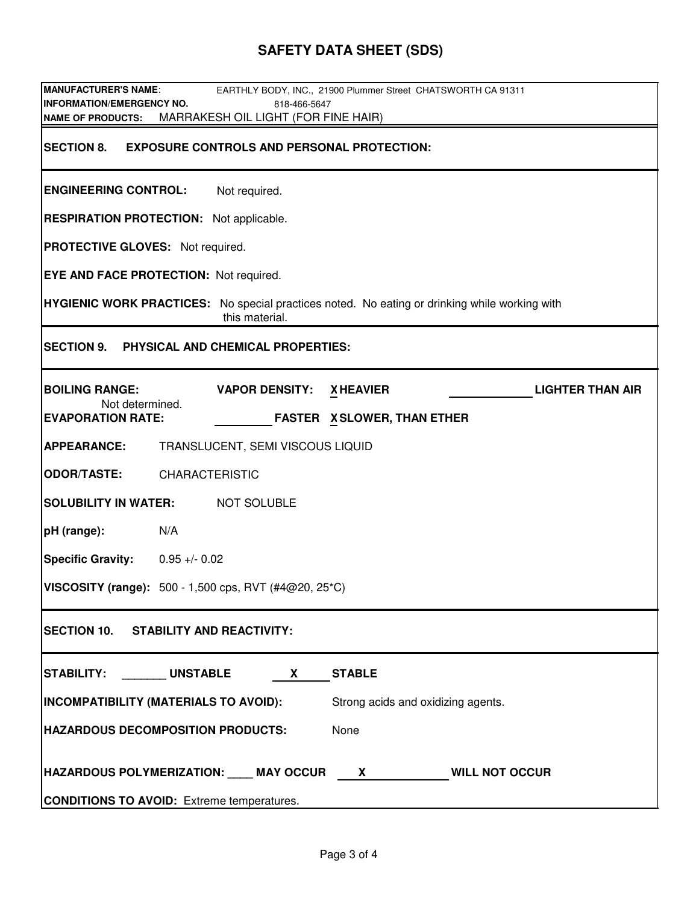# SAFETY DATA SHEET (SDS)

**MANUFACTURER'S NAME**: EARTHLY BODY, INC., 21900 Plummer Street CHATSWORTH CA 91311
**INFORMATION/EMERGENCY NO.** 818-466-5647
**NAME OF PRODUCTS:** MARRAKESH OIL LIGHT (FOR FINE HAIR)

## SECTION 8. EXPOSURE CONTROLS AND PERSONAL PROTECTION:

**ENGINEERING CONTROL:** Not required.

**RESPIRATION PROTECTION:** Not applicable.

**PROTECTIVE GLOVES:** Not required.

**EYE AND FACE PROTECTION:** Not required.

**HYGIENIC WORK PRACTICES:** No special practices noted. No eating or drinking while working with this material.

## SECTION 9. PHYSICAL AND CHEMICAL PROPERTIES:

**BOILING RANGE:** Not determined.

**VAPOR DENSITY:** X HEAVIER ______ LIGHTER THAN AIR

**EVAPORATION RATE:** ______ FASTER X SLOWER, THAN ETHER

**APPEARANCE:** TRANSLUCENT, SEMI VISCOUS LIQUID

**ODOR/TASTE:** CHARACTERISTIC

**SOLUBILITY IN WATER:** NOT SOLUBLE

**pH (range):** N/A

**Specific Gravity:** 0.95 +/- 0.02

**VISCOSITY (range):** 500 - 1,500 cps, RVT (#4@20, 25*C)

## SECTION 10. STABILITY AND REACTIVITY:

**STABILITY:** _______ UNSTABLE X STABLE

**INCOMPATIBILITY (MATERIALS TO AVOID):** Strong acids and oxidizing agents.

**HAZARDOUS DECOMPOSITION PRODUCTS:** None

**HAZARDOUS POLYMERIZATION:** ____ MAY OCCUR X WILL NOT OCCUR

**CONDITIONS TO AVOID:** Extreme temperatures.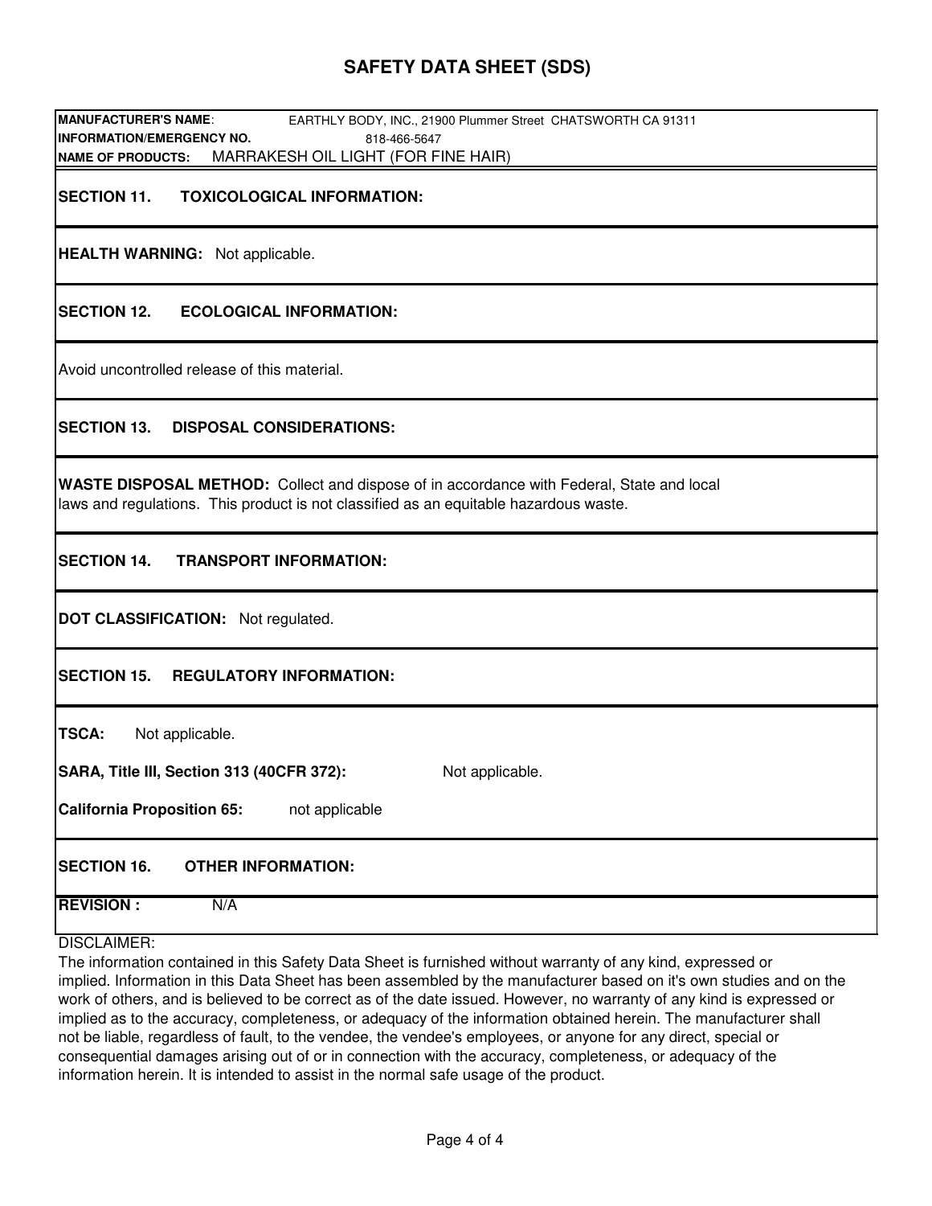# SAFETY DATA SHEET (SDS)

**MANUFACTURER'S NAME**: EARTHLY BODY, INC., 21900 Plummer Street CHATSWORTH CA 91311
**INFORMATION/EMERGENCY NO.** 818-466-5647
**NAME OF PRODUCTS:** MARRAKESH OIL LIGHT (FOR FINE HAIR)

## SECTION 11. TOXICOLOGICAL INFORMATION:

**HEALTH WARNING:** Not applicable.

## SECTION 12. ECOLOGICAL INFORMATION:

Avoid uncontrolled release of this material.

## SECTION 13. DISPOSAL CONSIDERATIONS:

**WASTE DISPOSAL METHOD:** Collect and dispose of in accordance with Federal, State and local laws and regulations. This product is not classified as an equitable hazardous waste.

## SECTION 14. TRANSPORT INFORMATION:

**DOT CLASSIFICATION:** Not regulated.

## SECTION 15. REGULATORY INFORMATION:

**TSCA:** Not applicable.

**SARA, Title III, Section 313 (40CFR 372):** Not applicable.

**California Proposition 65:** not applicable

## SECTION 16. OTHER INFORMATION:

**REVISION :** N/A

DISCLAIMER:
The information contained in this Safety Data Sheet is furnished without warranty of any kind, expressed or implied. Information in this Data Sheet has been assembled by the manufacturer based on it's own studies and on the work of others, and is believed to be correct as of the date issued. However, no warranty of any kind is expressed or implied as to the accuracy, completeness, or adequacy of the information obtained herein. The manufacturer shall not be liable, regardless of fault, to the vendee, the vendee's employees, or anyone for any direct, special or consequential damages arising out of or in connection with the accuracy, completeness, or adequacy of the information herein. It is intended to assist in the normal safe usage of the product.